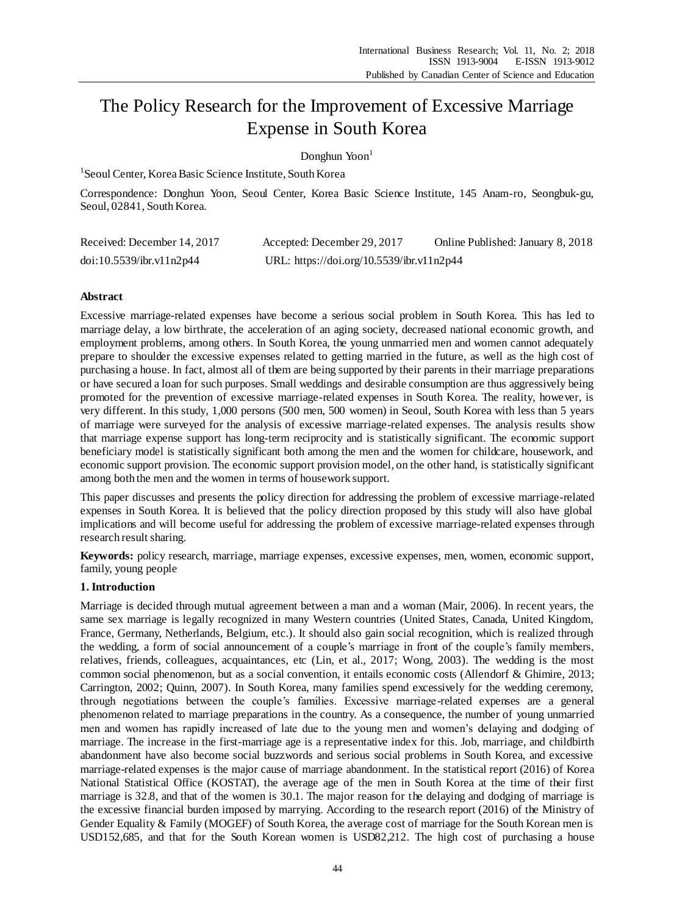# The Policy Research for the Improvement of Excessive Marriage Expense in South Korea

Donghun Yoon[1]

[1]Seoul Center, Korea Basic Science Institute, South Korea

Correspondence: Donghun Yoon, Seoul Center, Korea Basic Science Institute, 145 Anam-ro, Seongbuk-gu, Seoul, 02841, South Korea.

Received: December 14, 2017 Accepted: December 29, 2017 Online Published: January 8, 2018

doi:10.5539/ibr.v11n2p44 URL: https://doi.org/10.5539/ibr.v11n2p44

## Abstract

Excessive marriage-related expenses have become a serious social problem in South Korea. This has led to marriage delay, a low birthrate, the acceleration of an aging society, decreased national economic growth, and employment problems, among others. In South Korea, the young unmarried men and women cannot adequately prepare to shoulder the excessive expenses related to getting married in the future, as well as the high cost of purchasing a house. In fact, almost all of them are being supported by their parents in their marriage preparations or have secured a loan for such purposes. Small weddings and desirable consumption are thus aggressively being promoted for the prevention of excessive marriage-related expenses in South Korea. The reality, however, is very different. In this study, 1,000 persons (500 men, 500 women) in Seoul, South Korea with less than 5 years of marriage were surveyed for the analysis of excessive marriage-related expenses. The analysis results show that marriage expense support has long-term reciprocity and is statistically significant. The economic support beneficiary model is statistically significant both among the men and the women for childcare, housework, and economic support provision. The economic support provision model, on the other hand, is statistically significant among both the men and the women in terms of housework support.

This paper discusses and presents the policy direction for addressing the problem of excessive marriage-related expenses in South Korea. It is believed that the policy direction proposed by this study will also have global implications and will become useful for addressing the problem of excessive marriage-related expenses through research result sharing.

**Keywords:** policy research, marriage, marriage expenses, excessive expenses, men, women, economic support, family, young people

## 1. Introduction

Marriage is decided through mutual agreement between a man and a woman (Mair, 2006). In recent years, the same sex marriage is legally recognized in many Western countries (United States, Canada, United Kingdom, France, Germany, Netherlands, Belgium, etc.). It should also gain social recognition, which is realized through the wedding, a form of social announcement of a couple's marriage in front of the couple's family members, relatives, friends, colleagues, acquaintances, etc (Lin, et al., 2017; Wong, 2003). The wedding is the most common social phenomenon, but as a social convention, it entails economic costs (Allendorf & Ghimire, 2013; Carrington, 2002; Quinn, 2007). In South Korea, many families spend excessively for the wedding ceremony, through negotiations between the couple's families. Excessive marriage-related expenses are a general phenomenon related to marriage preparations in the country. As a consequence, the number of young unmarried men and women has rapidly increased of late due to the young men and women's delaying and dodging of marriage. The increase in the first-marriage age is a representative index for this. Job, marriage, and childbirth abandonment have also become social buzzwords and serious social problems in South Korea, and excessive marriage-related expenses is the major cause of marriage abandonment. In the statistical report (2016) of Korea National Statistical Office (KOSTAT), the average age of the men in South Korea at the time of their first marriage is 32.8, and that of the women is 30.1. The major reason for the delaying and dodging of marriage is the excessive financial burden imposed by marrying. According to the research report (2016) of the Ministry of Gender Equality & Family (MOGEF) of South Korea, the average cost of marriage for the South Korean men is USD152,685, and that for the South Korean women is USD82,212. The high cost of purchasing a house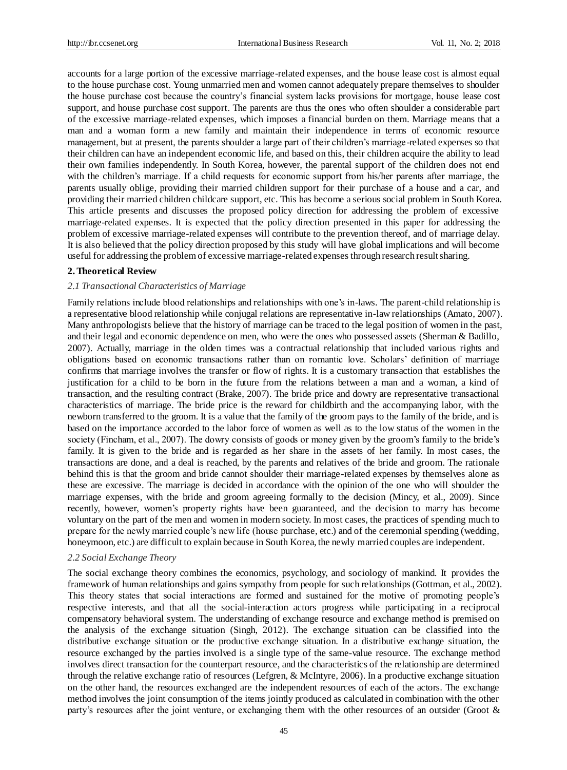accounts for a large portion of the excessive marriage-related expenses, and the house lease cost is almost equal to the house purchase cost. Young unmarried men and women cannot adequately prepare themselves to shoulder the house purchase cost because the country's financial system lacks provisions for mortgage, house lease cost support, and house purchase cost support. The parents are thus the ones who often shoulder a considerable part of the excessive marriage-related expenses, which imposes a financial burden on them. Marriage means that a man and a woman form a new family and maintain their independence in terms of economic resource management, but at present, the parents shoulder a large part of their children's marriage-related expenses so that their children can have an independent economic life, and based on this, their children acquire the ability to lead their own families independently. In South Korea, however, the parental support of the children does not end with the children's marriage. If a child requests for economic support from his/her parents after marriage, the parents usually oblige, providing their married children support for their purchase of a house and a car, and providing their married children childcare support, etc. This has become a serious social problem in South Korea. This article presents and discusses the proposed policy direction for addressing the problem of excessive marriage-related expenses. It is expected that the policy direction presented in this paper for addressing the problem of excessive marriage-related expenses will contribute to the prevention thereof, and of marriage delay. It is also believed that the policy direction proposed by this study will have global implications and will become useful for addressing the problem of excessive marriage-related expenses through research result sharing.

## 2. Theoretical Review

### *2.1 Transactional Characteristics of Marriage*

Family relations include blood relationships and relationships with one's in-laws. The parent-child relationship is a representative blood relationship while conjugal relations are representative in-law relationships (Amato, 2007). Many anthropologists believe that the history of marriage can be traced to the legal position of women in the past, and their legal and economic dependence on men, who were the ones who possessed assets (Sherman & Badillo, 2007). Actually, marriage in the olden times was a contractual relationship that included various rights and obligations based on economic transactions rather than on romantic love. Scholars' definition of marriage confirms that marriage involves the transfer or flow of rights. It is a customary transaction that establishes the justification for a child to be born in the future from the relations between a man and a woman, a kind of transaction, and the resulting contract (Brake, 2007). The bride price and dowry are representative transactional characteristics of marriage. The bride price is the reward for childbirth and the accompanying labor, with the newborn transferred to the groom. It is a value that the family of the groom pays to the family of the bride, and is based on the importance accorded to the labor force of women as well as to the low status of the women in the society (Fincham, et al., 2007). The dowry consists of goods or money given by the groom's family to the bride's family. It is given to the bride and is regarded as her share in the assets of her family. In most cases, the transactions are done, and a deal is reached, by the parents and relatives of the bride and groom. The rationale behind this is that the groom and bride cannot shoulder their marriage-related expenses by themselves alone as these are excessive. The marriage is decided in accordance with the opinion of the one who will shoulder the marriage expenses, with the bride and groom agreeing formally to the decision (Mincy, et al., 2009). Since recently, however, women's property rights have been guaranteed, and the decision to marry has become voluntary on the part of the men and women in modern society. In most cases, the practices of spending much to prepare for the newly married couple's new life (house purchase, etc.) and of the ceremonial spending (wedding, honeymoon, etc.) are difficult to explain because in South Korea, the newly married couples are independent.

### *2.2 Social Exchange Theory*

The social exchange theory combines the economics, psychology, and sociology of mankind. It provides the framework of human relationships and gains sympathy from people for such relationships (Gottman, et al., 2002). This theory states that social interactions are formed and sustained for the motive of promoting people's respective interests, and that all the social-interaction actors progress while participating in a reciprocal compensatory behavioral system. The understanding of exchange resource and exchange method is premised on the analysis of the exchange situation (Singh, 2012). The exchange situation can be classified into the distributive exchange situation or the productive exchange situation. In a distributive exchange situation, the resource exchanged by the parties involved is a single type of the same-value resource. The exchange method involves direct transaction for the counterpart resource, and the characteristics of the relationship are determined through the relative exchange ratio of resources (Lefgren, & McIntyre, 2006). In a productive exchange situation on the other hand, the resources exchanged are the independent resources of each of the actors. The exchange method involves the joint consumption of the items jointly produced as calculated in combination with the other party's resources after the joint venture, or exchanging them with the other resources of an outsider (Groot &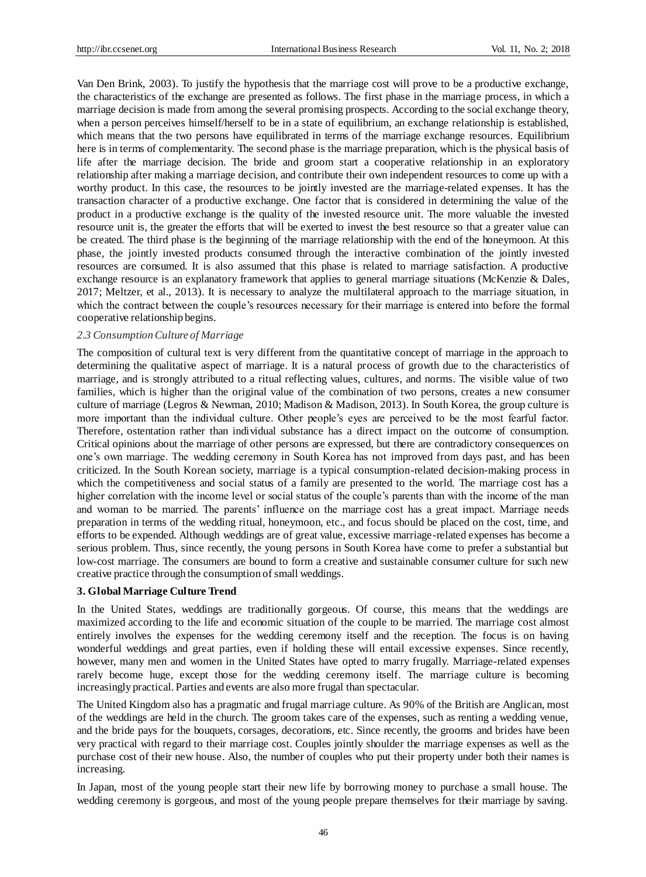Van Den Brink, 2003). To justify the hypothesis that the marriage cost will prove to be a productive exchange, the characteristics of the exchange are presented as follows. The first phase in the marriage process, in which a marriage decision is made from among the several promising prospects. According to the social exchange theory, when a person perceives himself/herself to be in a state of equilibrium, an exchange relationship is established, which means that the two persons have equilibrated in terms of the marriage exchange resources. Equilibrium here is in terms of complementarity. The second phase is the marriage preparation, which is the physical basis of life after the marriage decision. The bride and groom start a cooperative relationship in an exploratory relationship after making a marriage decision, and contribute their own independent resources to come up with a worthy product. In this case, the resources to be jointly invested are the marriage-related expenses. It has the transaction character of a productive exchange. One factor that is considered in determining the value of the product in a productive exchange is the quality of the invested resource unit. The more valuable the invested resource unit is, the greater the efforts that will be exerted to invest the best resource so that a greater value can be created. The third phase is the beginning of the marriage relationship with the end of the honeymoon. At this phase, the jointly invested products consumed through the interactive combination of the jointly invested resources are consumed. It is also assumed that this phase is related to marriage satisfaction. A productive exchange resource is an explanatory framework that applies to general marriage situations (McKenzie & Dales, 2017; Meltzer, et al., 2013). It is necessary to analyze the multilateral approach to the marriage situation, in which the contract between the couple's resources necessary for their marriage is entered into before the formal cooperative relationship begins.

### *2.3 Consumption Culture of Marriage*

The composition of cultural text is very different from the quantitative concept of marriage in the approach to determining the qualitative aspect of marriage. It is a natural process of growth due to the characteristics of marriage, and is strongly attributed to a ritual reflecting values, cultures, and norms. The visible value of two families, which is higher than the original value of the combination of two persons, creates a new consumer culture of marriage (Legros & Newman, 2010; Madison & Madison, 2013). In South Korea, the group culture is more important than the individual culture. Other people's eyes are perceived to be the most fearful factor. Therefore, ostentation rather than individual substance has a direct impact on the outcome of consumption. Critical opinions about the marriage of other persons are expressed, but there are contradictory consequences on one's own marriage. The wedding ceremony in South Korea has not improved from days past, and has been criticized. In the South Korean society, marriage is a typical consumption-related decision-making process in which the competitiveness and social status of a family are presented to the world. The marriage cost has a higher correlation with the income level or social status of the couple's parents than with the income of the man and woman to be married. The parents' influence on the marriage cost has a great impact. Marriage needs preparation in terms of the wedding ritual, honeymoon, etc., and focus should be placed on the cost, time, and efforts to be expended. Although weddings are of great value, excessive marriage-related expenses has become a serious problem. Thus, since recently, the young persons in South Korea have come to prefer a substantial but low-cost marriage. The consumers are bound to form a creative and sustainable consumer culture for such new creative practice through the consumption of small weddings.

## 3. Global Marriage Culture Trend

In the United States, weddings are traditionally gorgeous. Of course, this means that the weddings are maximized according to the life and economic situation of the couple to be married. The marriage cost almost entirely involves the expenses for the wedding ceremony itself and the reception. The focus is on having wonderful weddings and great parties, even if holding these will entail excessive expenses. Since recently, however, many men and women in the United States have opted to marry frugally. Marriage-related expenses rarely become huge, except those for the wedding ceremony itself. The marriage culture is becoming increasingly practical. Parties and events are also more frugal than spectacular.

The United Kingdom also has a pragmatic and frugal marriage culture. As 90% of the British are Anglican, most of the weddings are held in the church. The groom takes care of the expenses, such as renting a wedding venue, and the bride pays for the bouquets, corsages, decorations, etc. Since recently, the grooms and brides have been very practical with regard to their marriage cost. Couples jointly shoulder the marriage expenses as well as the purchase cost of their new house. Also, the number of couples who put their property under both their names is increasing.

In Japan, most of the young people start their new life by borrowing money to purchase a small house. The wedding ceremony is gorgeous, and most of the young people prepare themselves for their marriage by saving.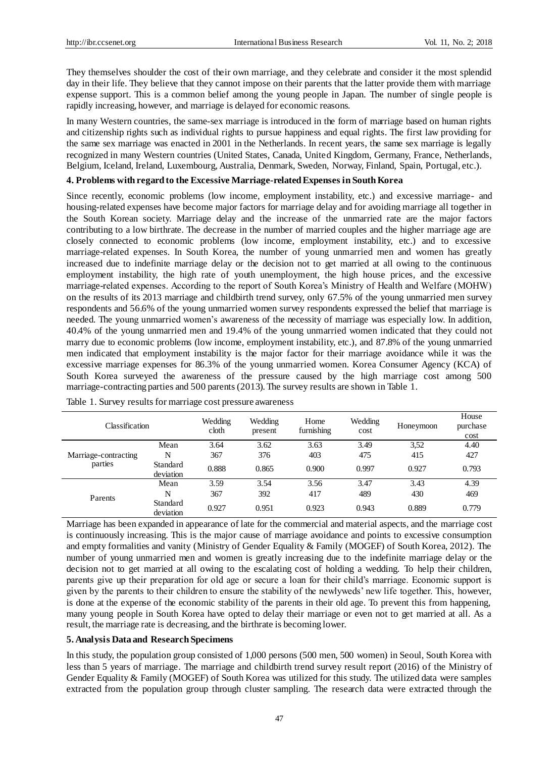They themselves shoulder the cost of their own marriage, and they celebrate and consider it the most splendid day in their life. They believe that they cannot impose on their parents that the latter provide them with marriage expense support. This is a common belief among the young people in Japan. The number of single people is rapidly increasing, however, and marriage is delayed for economic reasons.

In many Western countries, the same-sex marriage is introduced in the form of marriage based on human rights and citizenship rights such as individual rights to pursue happiness and equal rights. The first law providing for the same sex marriage was enacted in 2001 in the Netherlands. In recent years, the same sex marriage is legally recognized in many Western countries (United States, Canada, United Kingdom, Germany, France, Netherlands, Belgium, Iceland, Ireland, Luxembourg, Australia, Denmark, Sweden, Norway, Finland, Spain, Portugal, etc.).

## 4. Problems with regard to the Excessive Marriage-related Expenses in South Korea

Since recently, economic problems (low income, employment instability, etc.) and excessive marriage- and housing-related expenses have become major factors for marriage delay and for avoiding marriage all together in the South Korean society. Marriage delay and the increase of the unmarried rate are the major factors contributing to a low birthrate. The decrease in the number of married couples and the higher marriage age are closely connected to economic problems (low income, employment instability, etc.) and to excessive marriage-related expenses. In South Korea, the number of young unmarried men and women has greatly increased due to indefinite marriage delay or the decision not to get married at all owing to the continuous employment instability, the high rate of youth unemployment, the high house prices, and the excessive marriage-related expenses. According to the report of South Korea's Ministry of Health and Welfare (MOHW) on the results of its 2013 marriage and childbirth trend survey, only 67.5% of the young unmarried men survey respondents and 56.6% of the young unmarried women survey respondents expressed the belief that marriage is needed. The young unmarried women's awareness of the necessity of marriage was especially low. In addition, 40.4% of the young unmarried men and 19.4% of the young unmarried women indicated that they could not marry due to economic problems (low income, employment instability, etc.), and 87.8% of the young unmarried men indicated that employment instability is the major factor for their marriage avoidance while it was the excessive marriage expenses for 86.3% of the young unmarried women. Korea Consumer Agency (KCA) of South Korea surveyed the awareness of the pressure caused by the high marriage cost among 500 marriage-contracting parties and 500 parents (2013). The survey results are shown in Table 1.

Table 1. Survey results for marriage cost pressure awareness

| Classification | | Wedding cloth | Wedding present | Home furnishing | Wedding cost | Honeymoon | House purchase cost |
|---|---|---|---|---|---|---|---|
| Marriage-contracting parties | Mean | 3.64 | 3.62 | 3.63 | 3.49 | 3,52 | 4.40 |
| | N | 367 | 376 | 403 | 475 | 415 | 427 |
| | Standard deviation | 0.888 | 0.865 | 0.900 | 0.997 | 0.927 | 0.793 |
| Parents | Mean | 3.59 | 3.54 | 3.56 | 3.47 | 3.43 | 4.39 |
| | N | 367 | 392 | 417 | 489 | 430 | 469 |
| | Standard deviation | 0.927 | 0.951 | 0.923 | 0.943 | 0.889 | 0.779 |

Marriage has been expanded in appearance of late for the commercial and material aspects, and the marriage cost is continuously increasing. This is the major cause of marriage avoidance and points to excessive consumption and empty formalities and vanity (Ministry of Gender Equality & Family (MOGEF) of South Korea, 2012). The number of young unmarried men and women is greatly increasing due to the indefinite marriage delay or the decision not to get married at all owing to the escalating cost of holding a wedding. To help their children, parents give up their preparation for old age or secure a loan for their child's marriage. Economic support is given by the parents to their children to ensure the stability of the newlyweds' new life together. This, however, is done at the expense of the economic stability of the parents in their old age. To prevent this from happening, many young people in South Korea have opted to delay their marriage or even not to get married at all. As a result, the marriage rate is decreasing, and the birthrate is becoming lower.

## 5. Analysis Data and Research Specimens

In this study, the population group consisted of 1,000 persons (500 men, 500 women) in Seoul, South Korea with less than 5 years of marriage. The marriage and childbirth trend survey result report (2016) of the Ministry of Gender Equality & Family (MOGEF) of South Korea was utilized for this study. The utilized data were samples extracted from the population group through cluster sampling. The research data were extracted through the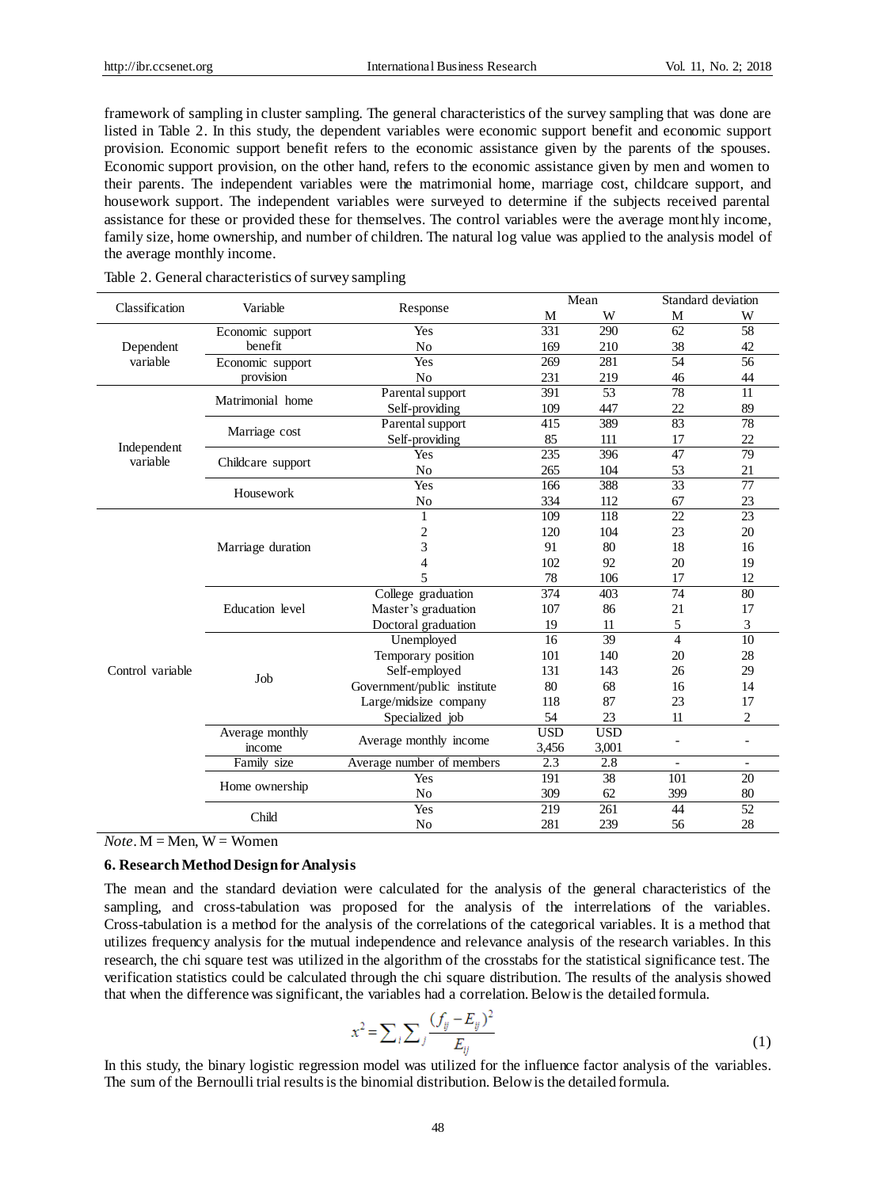framework of sampling in cluster sampling. The general characteristics of the survey sampling that was done are listed in Table 2. In this study, the dependent variables were economic support benefit and economic support provision. Economic support benefit refers to the economic assistance given by the parents of the spouses. Economic support provision, on the other hand, refers to the economic assistance given by men and women to their parents. The independent variables were the matrimonial home, marriage cost, childcare support, and housework support. The independent variables were surveyed to determine if the subjects received parental assistance for these or provided these for themselves. The control variables were the average monthly income, family size, home ownership, and number of children. The natural log value was applied to the analysis model of the average monthly income.

Table 2. General characteristics of survey sampling

| Classification | Variable | Response | Mean | | Standard deviation | |
|---|---|---|---|---|---|---|
| | | | M | W | M | W |
| Dependent variable | Economic support benefit | Yes | 331 | 290 | 62 | 58 |
| | | No | 169 | 210 | 38 | 42 |
| | Economic support provision | Yes | 269 | 281 | 54 | 56 |
| | | No | 231 | 219 | 46 | 44 |
| Independent variable | Matrimonial home | Parental support | 391 | 53 | 78 | 11 |
| | | Self-providing | 109 | 447 | 22 | 89 |
| | Marriage cost | Parental support | 415 | 389 | 83 | 78 |
| | | Self-providing | 85 | 111 | 17 | 22 |
| | Childcare support | Yes | 235 | 396 | 47 | 79 |
| | | No | 265 | 104 | 53 | 21 |
| | Housework | Yes | 166 | 388 | 33 | 77 |
| | | No | 334 | 112 | 67 | 23 |
| Control variable | Marriage duration | 1 | 109 | 118 | 22 | 23 |
| | | 2 | 120 | 104 | 23 | 20 |
| | | 3 | 91 | 80 | 18 | 16 |
| | | 4 | 102 | 92 | 20 | 19 |
| | | 5 | 78 | 106 | 17 | 12 |
| | Education level | College graduation | 374 | 403 | 74 | 80 |
| | | Master's graduation | 107 | 86 | 21 | 17 |
| | | Doctoral graduation | 19 | 11 | 5 | 3 |
| | Job | Unemployed | 16 | 39 | 4 | 10 |
| | | Temporary position | 101 | 140 | 20 | 28 |
| | | Self-employed | 131 | 143 | 26 | 29 |
| | | Government/public institute | 80 | 68 | 16 | 14 |
| | | Large/midsize company | 118 | 87 | 23 | 17 |
| | | Specialized job | 54 | 23 | 11 | 2 |
| | Average monthly income | Average monthly income | USD 3,456 | USD 3,001 | - | - |
| | Family size | Average number of members | 2.3 | 2.8 | - | - |
| | Home ownership | Yes | 191 | 38 | 101 | 20 |
| | | No | 309 | 62 | 399 | 80 |
| | Child | Yes | 219 | 261 | 44 | 52 |
| | | No | 281 | 239 | 56 | 28 |

*Note*. M = Men, W = Women

### 6. Research Method Design for Analysis

The mean and the standard deviation were calculated for the analysis of the general characteristics of the sampling, and cross-tabulation was proposed for the analysis of the interrelations of the variables. Cross-tabulation is a method for the analysis of the correlations of the categorical variables. It is a method that utilizes frequency analysis for the mutual independence and relevance analysis of the research variables. In this research, the chi square test was utilized in the algorithm of the crosstabs for the statistical significance test. The verification statistics could be calculated through the chi square distribution. The results of the analysis showed that when the difference was significant, the variables had a correlation. Below is the detailed formula.

$$x^2 = \sum_i \sum_j \frac{(f_{ij} - E_{ij})^2}{E_{ij}} \tag{1}$$

In this study, the binary logistic regression model was utilized for the influence factor analysis of the variables. The sum of the Bernoulli trial results is the binomial distribution. Below is the detailed formula.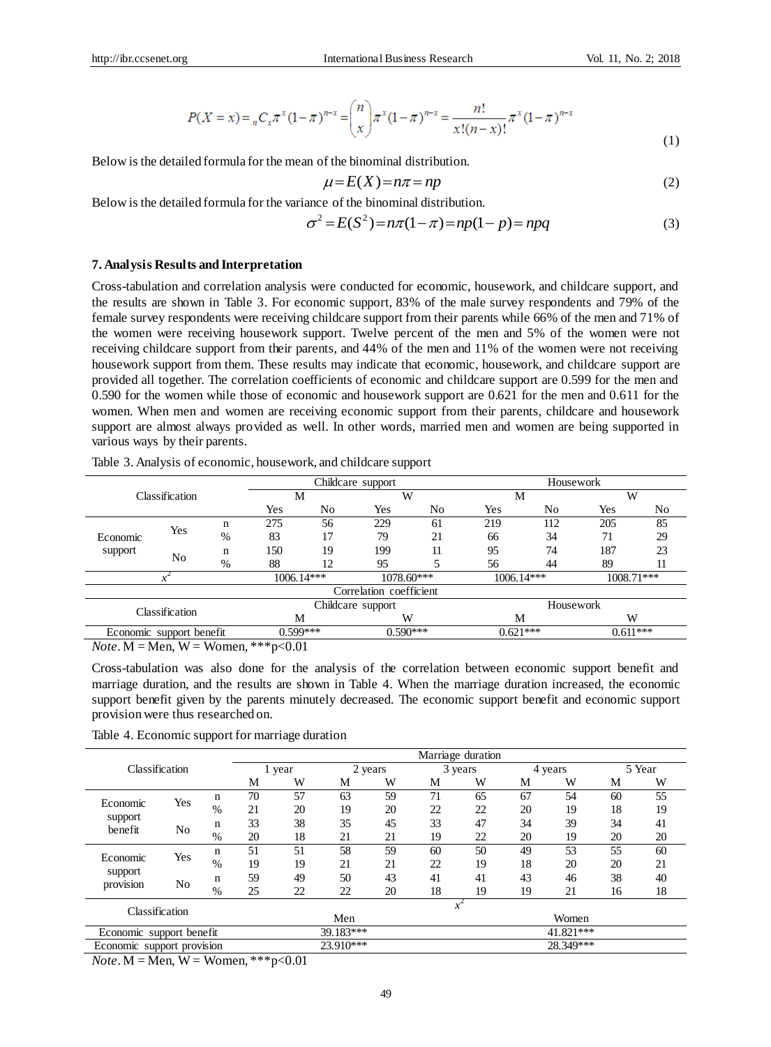$$P(X = x) = {}_nC_x \pi^x (1-\pi)^{n-x} = \binom{n}{x} \pi^x (1-\pi)^{n-x} = \frac{n!}{x!(n-x)!} \pi^x (1-\pi)^{n-x} \tag{1}$$

Below is the detailed formula for the mean of the binominal distribution.

$$\mu = E(X) = n\pi = np \tag{2}$$

Below is the detailed formula for the variance of the binominal distribution.

$$\sigma^2 = E(S^2) = n\pi(1-\pi) = np(1-p) = npq \tag{3}$$

## 7. Analysis Results and Interpretation

Cross-tabulation and correlation analysis were conducted for economic, housework, and childcare support, and the results are shown in Table 3. For economic support, 83% of the male survey respondents and 79% of the female survey respondents were receiving childcare support from their parents while 66% of the men and 71% of the women were receiving housework support. Twelve percent of the men and 5% of the women were not receiving childcare support from their parents, and 44% of the men and 11% of the women were not receiving housework support from them. These results may indicate that economic, housework, and childcare support are provided all together. The correlation coefficients of economic and childcare support are 0.599 for the men and 0.590 for the women while those of economic and housework support are 0.621 for the men and 0.611 for the women. When men and women are receiving economic support from their parents, childcare and housework support are almost always provided as well. In other words, married men and women are being supported in various ways by their parents.

Table 3. Analysis of economic, housework, and childcare support

| Classification | | | Childcare support | | | | Housework | | | |
|---|---|---|---|---|---|---|---|---|---|---|
| | | | M | | W | | M | | W | |
| | | | Yes | No | Yes | No | Yes | No | Yes | No |
| Economic support | Yes | n | 275 | 56 | 229 | 61 | 219 | 112 | 205 | 85 |
| | | % | 83 | 17 | 79 | 21 | 66 | 34 | 71 | 29 |
| | No | n | 150 | 19 | 199 | 11 | 95 | 74 | 187 | 23 |
| | | % | 88 | 12 | 95 | 5 | 56 | 44 | 89 | 11 |
| $x^2$ | | | 1006.14*** | | 1078.60*** | | 1006.14*** | | 1008.71*** | |
| Correlation coefficient | | | | | | | | | | |
| Classification | | | Childcare support | | | | Housework | | | |
| | | | M | | W | | M | | W | |
| Economic support benefit | | | 0.599*** | | 0.590*** | | 0.621*** | | 0.611*** | |

*Note*. M = Men, W = Women, ***p<0.01

Cross-tabulation was also done for the analysis of the correlation between economic support benefit and marriage duration, and the results are shown in Table 4. When the marriage duration increased, the economic support benefit given by the parents minutely decreased. The economic support benefit and economic support provision were thus researched on.

Table 4. Economic support for marriage duration

| Classification | | | Marriage duration | | | | | | | | | |
|---|---|---|---|---|---|---|---|---|---|---|---|---|
| | | | 1 year | | 2 years | | 3 years | | 4 years | | 5 Year | |
| | | | M | W | M | W | M | W | M | W | M | W |
| Economic support benefit | Yes | n | 70 | 57 | 63 | 59 | 71 | 65 | 67 | 54 | 60 | 55 |
| | | % | 21 | 20 | 19 | 20 | 22 | 22 | 20 | 19 | 18 | 19 |
| | No | n | 33 | 38 | 35 | 45 | 33 | 47 | 34 | 39 | 34 | 41 |
| | | % | 20 | 18 | 21 | 21 | 19 | 22 | 20 | 19 | 20 | 20 |
| Economic support provision | Yes | n | 51 | 51 | 58 | 59 | 60 | 50 | 49 | 53 | 55 | 60 |
| | | % | 19 | 19 | 21 | 21 | 22 | 19 | 18 | 20 | 20 | 21 |
| | No | n | 59 | 49 | 50 | 43 | 41 | 41 | 43 | 46 | 38 | 40 |
| | | % | 25 | 22 | 22 | 20 | 18 | 19 | 19 | 21 | 16 | 18 |
| Classification | | | $x^2$ | | | | | | | | | |
| | | | Men | | | | | Women | | | | |
| Economic support benefit | | | 39.183*** | | | | | 41.821*** | | | | |
| Economic support provision | | | 23.910*** | | | | | 28.349*** | | | | |

*Note*. M = Men, W = Women, ***p<0.01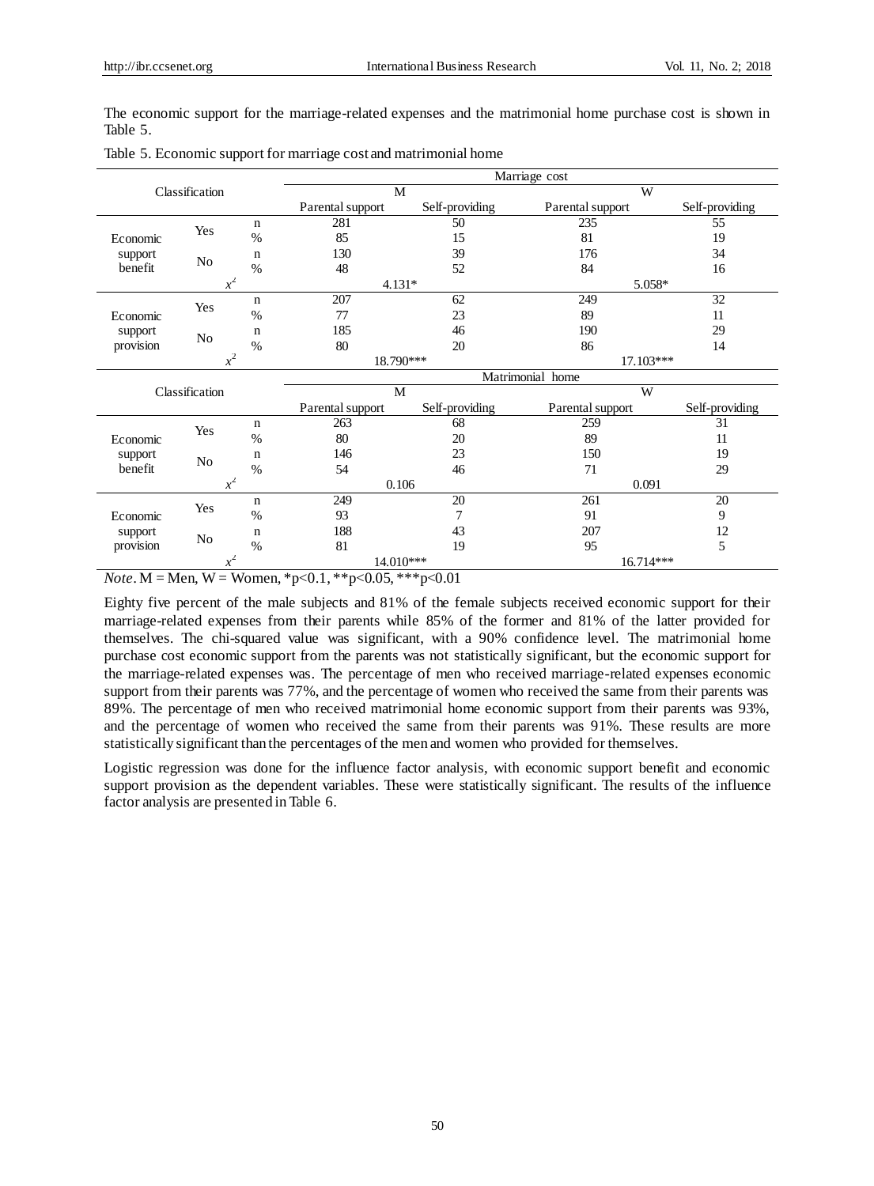The economic support for the marriage-related expenses and the matrimonial home purchase cost is shown in Table 5.

Table 5. Economic support for marriage cost and matrimonial home

| Classification | | | Marriage cost | | | |
|---|---|---|---|---|---|---|
| | | | M | | W | |
| | | | Parental support | Self-providing | Parental support | Self-providing |
| Economic support benefit | Yes | n | 281 | 50 | 235 | 55 |
| | | % | 85 | 15 | 81 | 19 |
| | No | n | 130 | 39 | 176 | 34 |
| | | % | 48 | 52 | 84 | 16 |
| | $x^2$ | | 4.131* | | 5.058* | |
| Economic support provision | Yes | n | 207 | 62 | 249 | 32 |
| | | % | 77 | 23 | 89 | 11 |
| | No | n | 185 | 46 | 190 | 29 |
| | | % | 80 | 20 | 86 | 14 |
| | $x^2$ | | 18.790*** | | 17.103*** | |
| Classification | | | Matrimonial home | | | |
| | | | M | | W | |
| | | | Parental support | Self-providing | Parental support | Self-providing |
| Economic support benefit | Yes | n | 263 | 68 | 259 | 31 |
| | | % | 80 | 20 | 89 | 11 |
| | No | n | 146 | 23 | 150 | 19 |
| | | % | 54 | 46 | 71 | 29 |
| | $x^2$ | | 0.106 | | 0.091 | |
| Economic support provision | Yes | n | 249 | 20 | 261 | 20 |
| | | % | 93 | 7 | 91 | 9 |
| | No | n | 188 | 43 | 207 | 12 |
| | | % | 81 | 19 | 95 | 5 |
| | $x^2$ | | 14.010*** | | 16.714*** | |

*Note*. M = Men, W = Women, *p<0.1, **p<0.05, ***p<0.01

Eighty five percent of the male subjects and 81% of the female subjects received economic support for their marriage-related expenses from their parents while 85% of the former and 81% of the latter provided for themselves. The chi-squared value was significant, with a 90% confidence level. The matrimonial home purchase cost economic support from the parents was not statistically significant, but the economic support for the marriage-related expenses was. The percentage of men who received marriage-related expenses economic support from their parents was 77%, and the percentage of women who received the same from their parents was 89%. The percentage of men who received matrimonial home economic support from their parents was 93%, and the percentage of women who received the same from their parents was 91%. These results are more statistically significant than the percentages of the men and women who provided for themselves.

Logistic regression was done for the influence factor analysis, with economic support benefit and economic support provision as the dependent variables. These were statistically significant. The results of the influence factor analysis are presented in Table 6.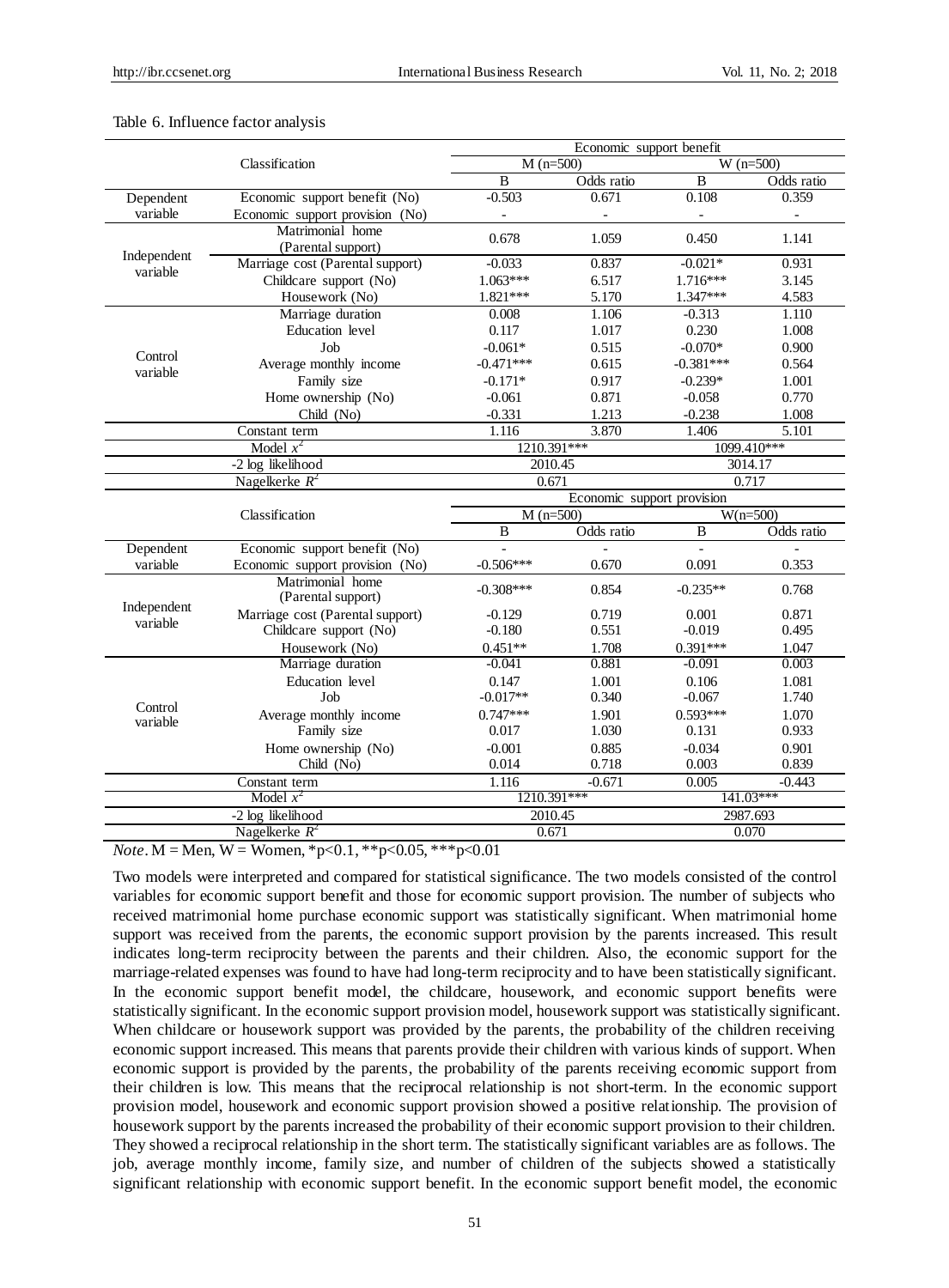Table 6. Influence factor analysis

| | Classification | Economic support benefit | | | |
|---|---|---|---|---|---|
| | | M (n=500) | | W (n=500) | |
| | | B | Odds ratio | B | Odds ratio |
| Dependent variable | Economic support benefit (No) | -0.503 | 0.671 | 0.108 | 0.359 |
| | Economic support provision (No) | - | - | - | - |
| Independent variable | Matrimonial home (Parental support) | 0.678 | 1.059 | 0.450 | 1.141 |
| | Marriage cost (Parental support) | -0.033 | 0.837 | -0.021* | 0.931 |
| | Childcare support (No) | 1.063*** | 6.517 | 1.716*** | 3.145 |
| | Housework (No) | 1.821*** | 5.170 | 1.347*** | 4.583 |
| Control variable | Marriage duration | 0.008 | 1.106 | -0.313 | 1.110 |
| | Education level | 0.117 | 1.017 | 0.230 | 1.008 |
| | Job | -0.061* | 0.515 | -0.070* | 0.900 |
| | Average monthly income | -0.471*** | 0.615 | -0.381*** | 0.564 |
| | Family size | -0.171* | 0.917 | -0.239* | 1.001 |
| | Home ownership (No) | -0.061 | 0.871 | -0.058 | 0.770 |
| | Child (No) | -0.331 | 1.213 | -0.238 | 1.008 |
| | Constant term | 1.116 | 3.870 | 1.406 | 5.101 |
| | Model $x^2$ | 1210.391*** | | 1099.410*** | |
| | -2 log likelihood | 2010.45 | | 3014.17 | |
| | Nagelkerke $R^2$ | 0.671 | | 0.717 | |
| | Classification | Economic support provision | | | |
| | | M (n=500) | | W(n=500) | |
| | | B | Odds ratio | B | Odds ratio |
| Dependent variable | Economic support benefit (No) | - | - | - | - |
| | Economic support provision (No) | -0.506*** | 0.670 | 0.091 | 0.353 |
| Independent variable | Matrimonial home (Parental support) | -0.308*** | 0.854 | -0.235** | 0.768 |
| | Marriage cost (Parental support) | -0.129 | 0.719 | 0.001 | 0.871 |
| | Childcare support (No) | -0.180 | 0.551 | -0.019 | 0.495 |
| | Housework (No) | 0.451** | 1.708 | 0.391*** | 1.047 |
| Control variable | Marriage duration | -0.041 | 0.881 | -0.091 | 0.003 |
| | Education level | 0.147 | 1.001 | 0.106 | 1.081 |
| | Job | -0.017** | 0.340 | -0.067 | 1.740 |
| | Average monthly income | 0.747*** | 1.901 | 0.593*** | 1.070 |
| | Family size | 0.017 | 1.030 | 0.131 | 0.933 |
| | Home ownership (No) | -0.001 | 0.885 | -0.034 | 0.901 |
| | Child (No) | 0.014 | 0.718 | 0.003 | 0.839 |
| | Constant term | 1.116 | -0.671 | 0.005 | -0.443 |
| | Model $x^2$ | 1210.391*** | | 141.03*** | |
| | -2 log likelihood | 2010.45 | | 2987.693 | |
| | Nagelkerke $R^2$ | 0.671 | | 0.070 | |

*Note*. M = Men, W = Women, *$p<0.1$, **$p<0.05$, ***$p<0.01$

Two models were interpreted and compared for statistical significance. The two models consisted of the control variables for economic support benefit and those for economic support provision. The number of subjects who received matrimonial home purchase economic support was statistically significant. When matrimonial home support was received from the parents, the economic support provision by the parents increased. This result indicates long-term reciprocity between the parents and their children. Also, the economic support for the marriage-related expenses was found to have had long-term reciprocity and to have been statistically significant. In the economic support benefit model, the childcare, housework, and economic support benefits were statistically significant. In the economic support provision model, housework support was statistically significant. When childcare or housework support was provided by the parents, the probability of the children receiving economic support increased. This means that parents provide their children with various kinds of support. When economic support is provided by the parents, the probability of the parents receiving economic support from their children is low. This means that the reciprocal relationship is not short-term. In the economic support provision model, housework and economic support provision showed a positive relationship. The provision of housework support by the parents increased the probability of their economic support provision to their children. They showed a reciprocal relationship in the short term. The statistically significant variables are as follows. The job, average monthly income, family size, and number of children of the subjects showed a statistically significant relationship with economic support benefit. In the economic support benefit model, the economic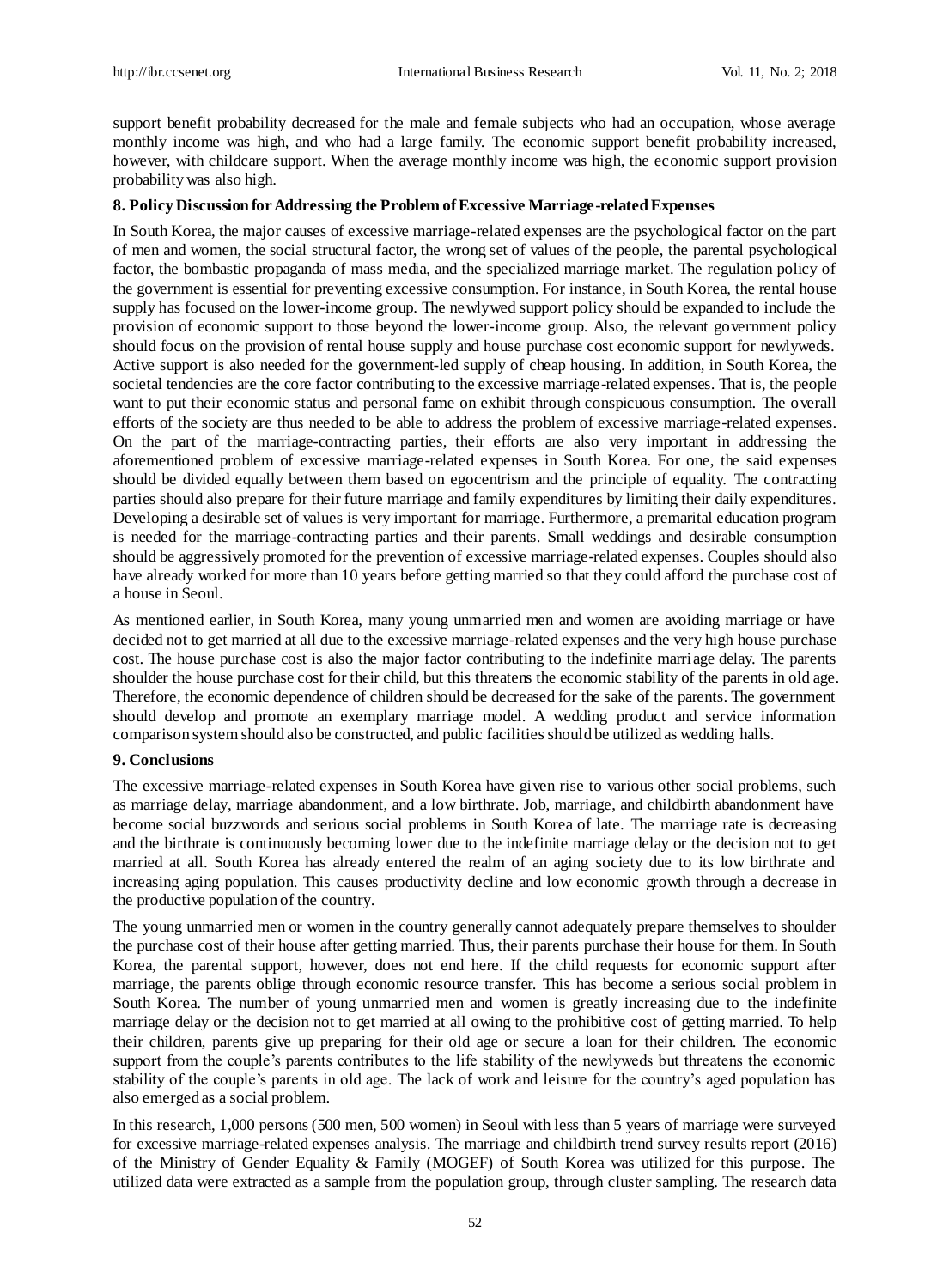support benefit probability decreased for the male and female subjects who had an occupation, whose average monthly income was high, and who had a large family. The economic support benefit probability increased, however, with childcare support. When the average monthly income was high, the economic support provision probability was also high.

## 8. Policy Discussion for Addressing the Problem of Excessive Marriage-related Expenses

In South Korea, the major causes of excessive marriage-related expenses are the psychological factor on the part of men and women, the social structural factor, the wrong set of values of the people, the parental psychological factor, the bombastic propaganda of mass media, and the specialized marriage market. The regulation policy of the government is essential for preventing excessive consumption. For instance, in South Korea, the rental house supply has focused on the lower-income group. The newlywed support policy should be expanded to include the provision of economic support to those beyond the lower-income group. Also, the relevant government policy should focus on the provision of rental house supply and house purchase cost economic support for newlyweds. Active support is also needed for the government-led supply of cheap housing. In addition, in South Korea, the societal tendencies are the core factor contributing to the excessive marriage-related expenses. That is, the people want to put their economic status and personal fame on exhibit through conspicuous consumption. The overall efforts of the society are thus needed to be able to address the problem of excessive marriage-related expenses. On the part of the marriage-contracting parties, their efforts are also very important in addressing the aforementioned problem of excessive marriage-related expenses in South Korea. For one, the said expenses should be divided equally between them based on egocentrism and the principle of equality. The contracting parties should also prepare for their future marriage and family expenditures by limiting their daily expenditures. Developing a desirable set of values is very important for marriage. Furthermore, a premarital education program is needed for the marriage-contracting parties and their parents. Small weddings and desirable consumption should be aggressively promoted for the prevention of excessive marriage-related expenses. Couples should also have already worked for more than 10 years before getting married so that they could afford the purchase cost of a house in Seoul.

As mentioned earlier, in South Korea, many young unmarried men and women are avoiding marriage or have decided not to get married at all due to the excessive marriage-related expenses and the very high house purchase cost. The house purchase cost is also the major factor contributing to the indefinite marriage delay. The parents shoulder the house purchase cost for their child, but this threatens the economic stability of the parents in old age. Therefore, the economic dependence of children should be decreased for the sake of the parents. The government should develop and promote an exemplary marriage model. A wedding product and service information comparison system should also be constructed, and public facilities should be utilized as wedding halls.

## 9. Conclusions

The excessive marriage-related expenses in South Korea have given rise to various other social problems, such as marriage delay, marriage abandonment, and a low birthrate. Job, marriage, and childbirth abandonment have become social buzzwords and serious social problems in South Korea of late. The marriage rate is decreasing and the birthrate is continuously becoming lower due to the indefinite marriage delay or the decision not to get married at all. South Korea has already entered the realm of an aging society due to its low birthrate and increasing aging population. This causes productivity decline and low economic growth through a decrease in the productive population of the country.

The young unmarried men or women in the country generally cannot adequately prepare themselves to shoulder the purchase cost of their house after getting married. Thus, their parents purchase their house for them. In South Korea, the parental support, however, does not end here. If the child requests for economic support after marriage, the parents oblige through economic resource transfer. This has become a serious social problem in South Korea. The number of young unmarried men and women is greatly increasing due to the indefinite marriage delay or the decision not to get married at all owing to the prohibitive cost of getting married. To help their children, parents give up preparing for their old age or secure a loan for their children. The economic support from the couple's parents contributes to the life stability of the newlyweds but threatens the economic stability of the couple's parents in old age. The lack of work and leisure for the country's aged population has also emerged as a social problem.

In this research, 1,000 persons (500 men, 500 women) in Seoul with less than 5 years of marriage were surveyed for excessive marriage-related expenses analysis. The marriage and childbirth trend survey results report (2016) of the Ministry of Gender Equality & Family (MOGEF) of South Korea was utilized for this purpose. The utilized data were extracted as a sample from the population group, through cluster sampling. The research data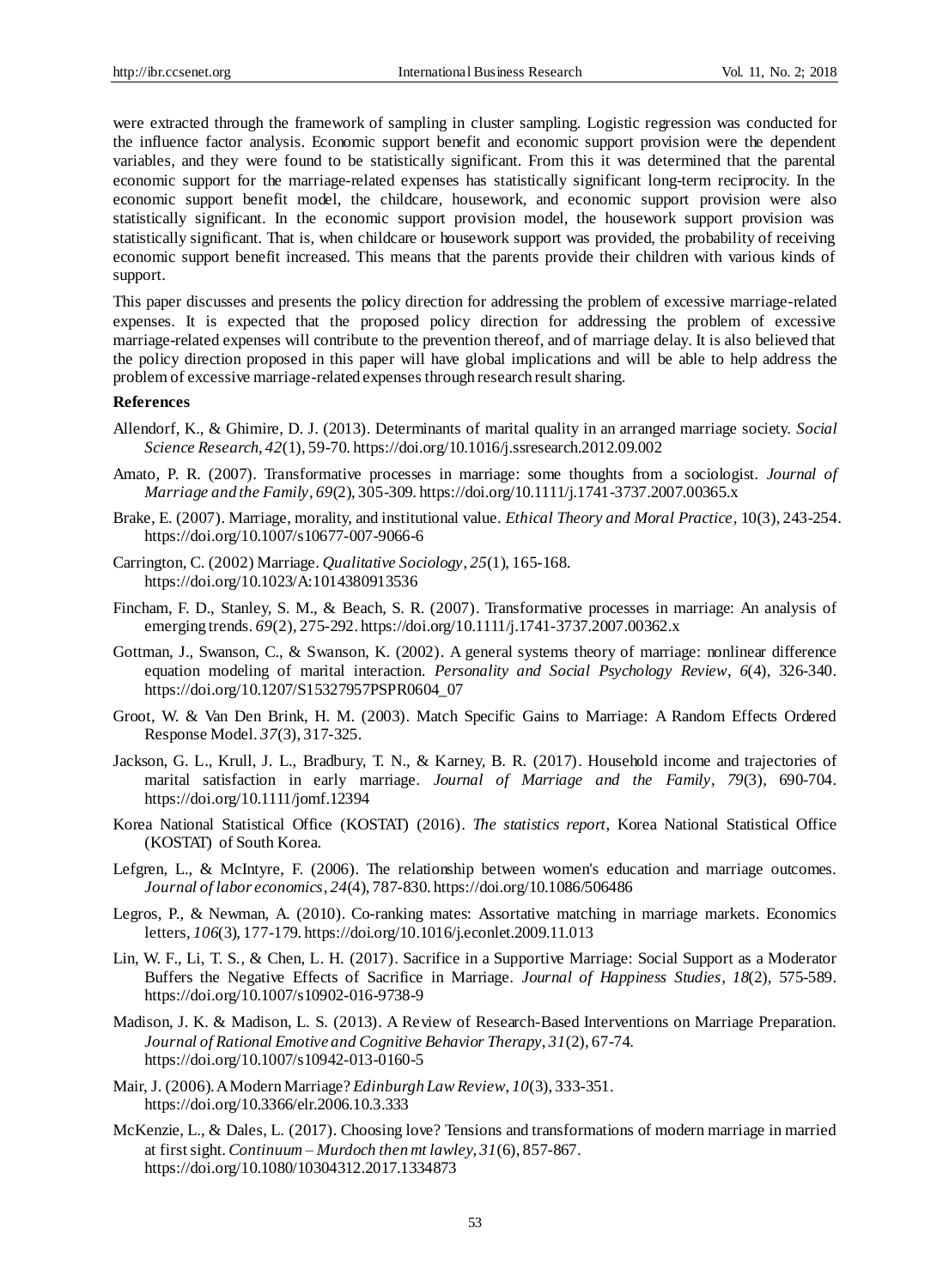were extracted through the framework of sampling in cluster sampling. Logistic regression was conducted for the influence factor analysis. Economic support benefit and economic support provision were the dependent variables, and they were found to be statistically significant. From this it was determined that the parental economic support for the marriage-related expenses has statistically significant long-term reciprocity. In the economic support benefit model, the childcare, housework, and economic support provision were also statistically significant. In the economic support provision model, the housework support provision was statistically significant. That is, when childcare or housework support was provided, the probability of receiving economic support benefit increased. This means that the parents provide their children with various kinds of support.

This paper discusses and presents the policy direction for addressing the problem of excessive marriage-related expenses. It is expected that the proposed policy direction for addressing the problem of excessive marriage-related expenses will contribute to the prevention thereof, and of marriage delay. It is also believed that the policy direction proposed in this paper will have global implications and will be able to help address the problem of excessive marriage-related expenses through research result sharing.

## References

Allendorf, K., & Ghimire, D. J. (2013). Determinants of marital quality in an arranged marriage society. *Social Science Research*, *42*(1), 59-70. https://doi.org/10.1016/j.ssresearch.2012.09.002

Amato, P. R. (2007). Transformative processes in marriage: some thoughts from a sociologist. *Journal of Marriage and the Family*, *69*(2), 305-309. https://doi.org/10.1111/j.1741-3737.2007.00365.x

Brake, E. (2007). Marriage, morality, and institutional value. *Ethical Theory and Moral Practice*, 10(3), 243-254. https://doi.org/10.1007/s10677-007-9066-6

Carrington, C. (2002) Marriage. *Qualitative Sociology*, *25*(1), 165-168. https://doi.org/10.1023/A:1014380913536

Fincham, F. D., Stanley, S. M., & Beach, S. R. (2007). Transformative processes in marriage: An analysis of emerging trends. *69*(2), 275-292. https://doi.org/10.1111/j.1741-3737.2007.00362.x

Gottman, J., Swanson, C., & Swanson, K. (2002). A general systems theory of marriage: nonlinear difference equation modeling of marital interaction. *Personality and Social Psychology Review*, *6*(4), 326-340. https://doi.org/10.1207/S15327957PSPR0604_07

Groot, W. & Van Den Brink, H. M. (2003). Match Specific Gains to Marriage: A Random Effects Ordered Response Model. *37*(3), 317-325.

Jackson, G. L., Krull, J. L., Bradbury, T. N., & Karney, B. R. (2017). Household income and trajectories of marital satisfaction in early marriage. *Journal of Marriage and the Family*, *79*(3), 690-704. https://doi.org/10.1111/jomf.12394

Korea National Statistical Office (KOSTAT) (2016). *The statistics report*, Korea National Statistical Office (KOSTAT) of South Korea.

Lefgren, L., & McIntyre, F. (2006). The relationship between women's education and marriage outcomes. *Journal of labor economics*, *24*(4), 787-830. https://doi.org/10.1086/506486

Legros, P., & Newman, A. (2010). Co-ranking mates: Assortative matching in marriage markets. Economics letters, *106*(3), 177-179. https://doi.org/10.1016/j.econlet.2009.11.013

Lin, W. F., Li, T. S., & Chen, L. H. (2017). Sacrifice in a Supportive Marriage: Social Support as a Moderator Buffers the Negative Effects of Sacrifice in Marriage. *Journal of Happiness Studies*, *18*(2), 575-589. https://doi.org/10.1007/s10902-016-9738-9

Madison, J. K. & Madison, L. S. (2013). A Review of Research-Based Interventions on Marriage Preparation. *Journal of Rational Emotive and Cognitive Behavior Therapy*, *31*(2), 67-74. https://doi.org/10.1007/s10942-013-0160-5

Mair, J. (2006). A Modern Marriage? *Edinburgh Law Review*, *10*(3), 333-351. https://doi.org/10.3366/elr.2006.10.3.333

McKenzie, L., & Dales, L. (2017). Choosing love? Tensions and transformations of modern marriage in married at first sight. *Continuum – Murdoch then mt lawley*, *31*(6), 857-867. https://doi.org/10.1080/10304312.2017.1334873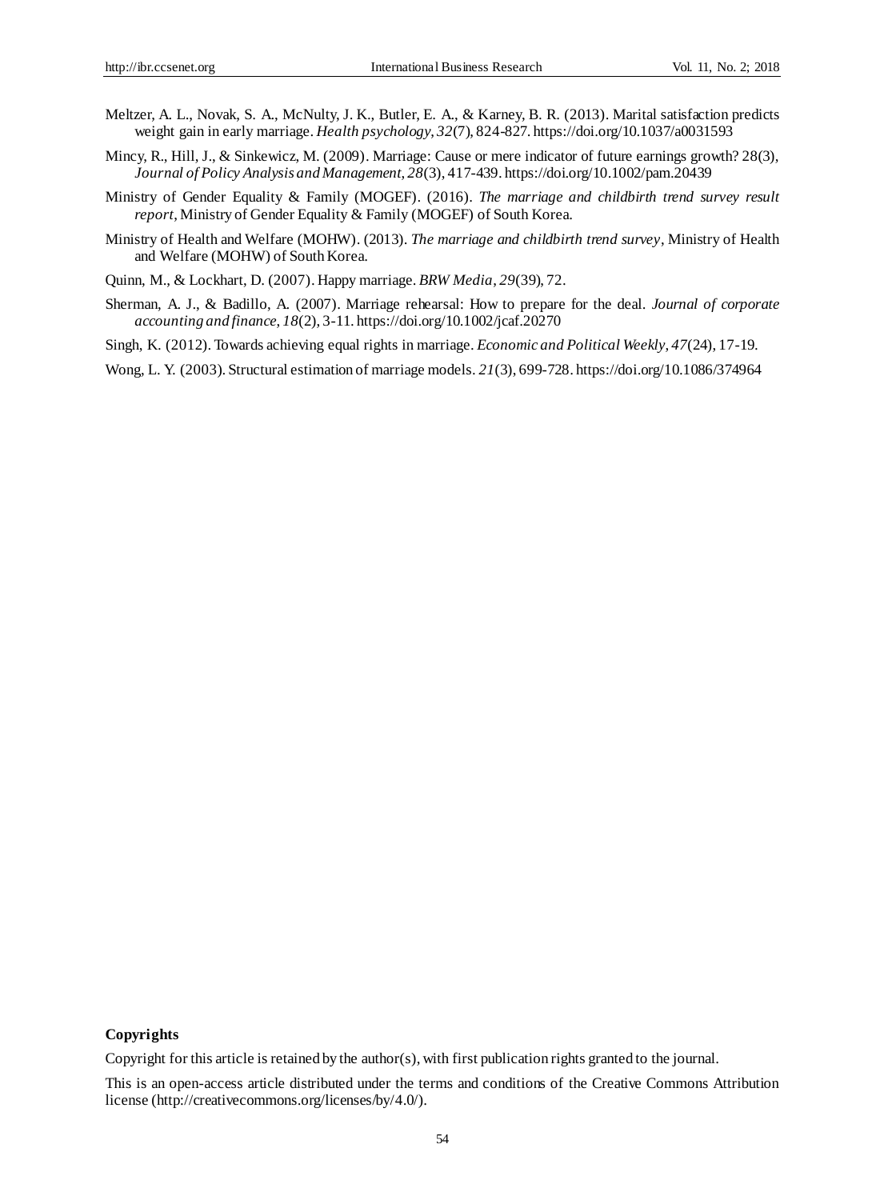Meltzer, A. L., Novak, S. A., McNulty, J. K., Butler, E. A., & Karney, B. R. (2013). Marital satisfaction predicts weight gain in early marriage. *Health psychology*, *32*(7), 824-827. https://doi.org/10.1037/a0031593

Mincy, R., Hill, J., & Sinkewicz, M. (2009). Marriage: Cause or mere indicator of future earnings growth? 28(3), *Journal of Policy Analysis and Management*, *28*(3), 417-439. https://doi.org/10.1002/pam.20439

Ministry of Gender Equality & Family (MOGEF). (2016). *The marriage and childbirth trend survey result report*, Ministry of Gender Equality & Family (MOGEF) of South Korea.

Ministry of Health and Welfare (MOHW). (2013). *The marriage and childbirth trend survey*, Ministry of Health and Welfare (MOHW) of South Korea.

Quinn, M., & Lockhart, D. (2007). Happy marriage. *BRW Media*, *29*(39), 72.

Sherman, A. J., & Badillo, A. (2007). Marriage rehearsal: How to prepare for the deal. *Journal of corporate accounting and finance*, *18*(2), 3-11. https://doi.org/10.1002/jcaf.20270

Singh, K. (2012). Towards achieving equal rights in marriage. *Economic and Political Weekly*, *47*(24), 17-19.

Wong, L. Y. (2003). Structural estimation of marriage models. *21*(3), 699-728. https://doi.org/10.1086/374964

**Copyrights**

Copyright for this article is retained by the author(s), with first publication rights granted to the journal.

This is an open-access article distributed under the terms and conditions of the Creative Commons Attribution license (http://creativecommons.org/licenses/by/4.0/).